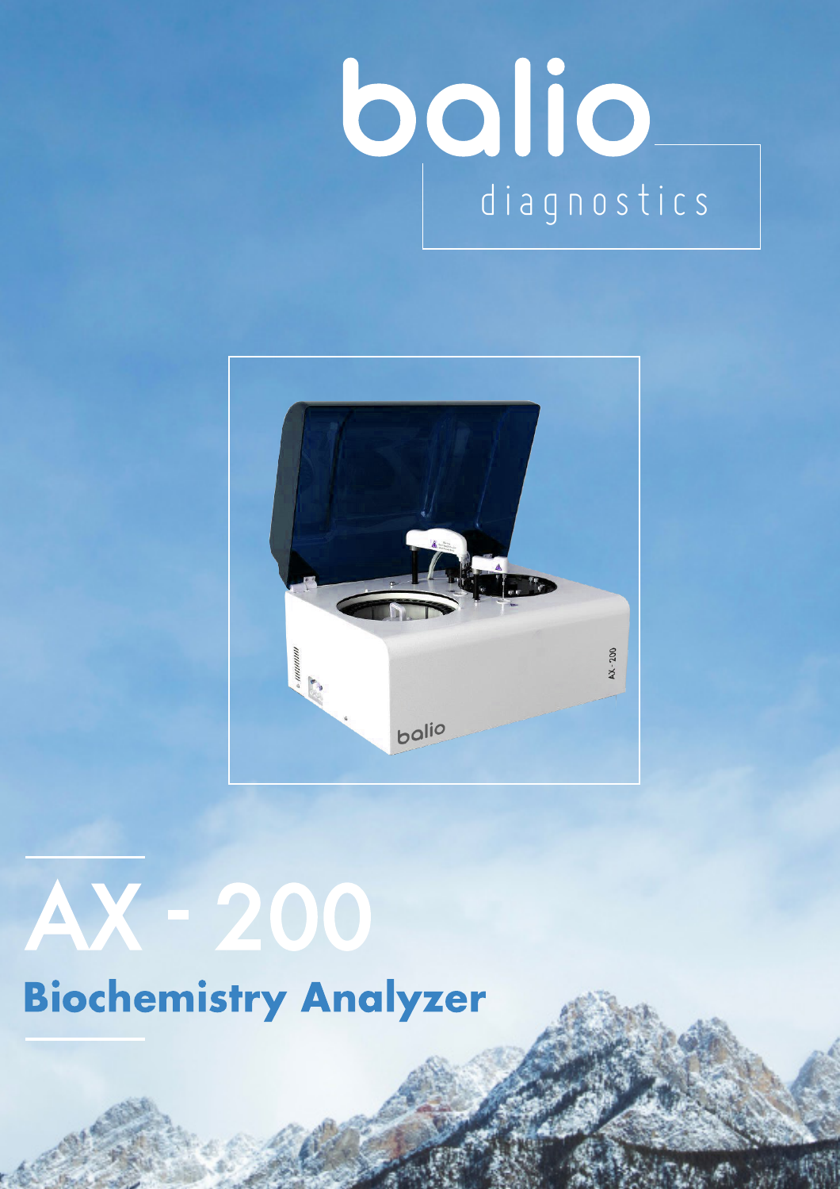balio

diagnostics

# AX - 200

## Biochemistry Analyzer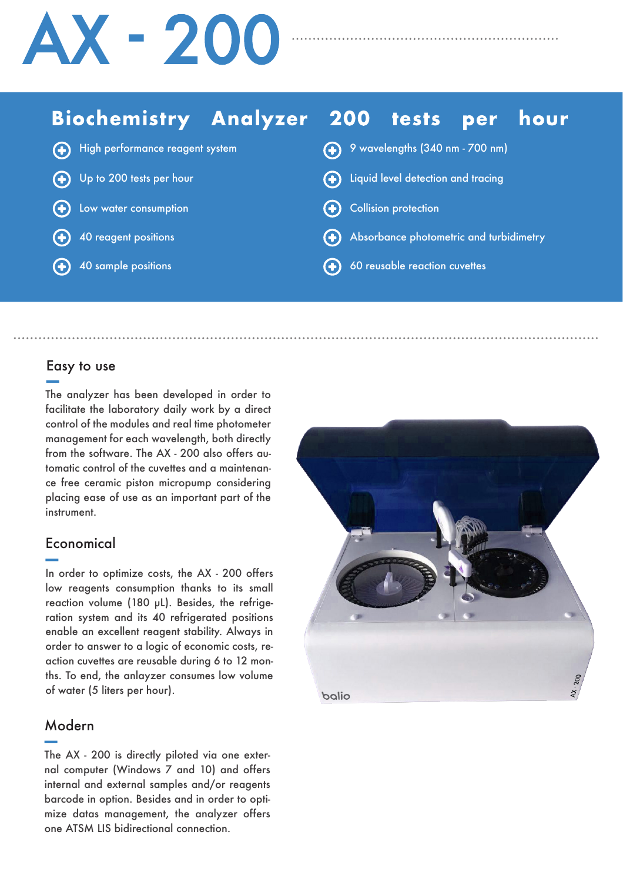# AX - 200

## Biochemistry Analyzer 200 tests per hour

- High performance reagent system
- Up to 200 tests per hour
- Low water consumption
- 40 reagent positions
- 40 sample positions
- 9 wavelengths (340 nm - 700 nm)
- Liquid level detection and tracing
- Collision protection
- Absorbance photometric and turbidimetry
- 60 reusable reaction cuvettes

### Easy to use

The analyzer has been developed in order to facilitate the laboratory daily work by a direct control of the modules and real time photometer management for each wavelength, both directly from the software. The AX - 200 also offers automatic control of the cuvettes and a maintenance free ceramic piston micropump considering placing ease of use as an important part of the instrument.

### Economical

In order to optimize costs, the AX - 200 offers low reagents consumption thanks to its small reaction volume (180 µL). Besides, the refrigeration system and its 40 refrigerated positions enable an excellent reagent stability. Always in order to answer to a logic of economic costs, reaction cuvettes are reusable during 6 to 12 months. To end, the anlayzer consumes low volume of water (5 liters per hour).

### Modern

The AX - 200 is directly piloted via one external computer (Windows 7 and 10) and offers internal and external samples and/or reagents barcode in option. Besides and in order to optimize datas management, the analyzer offers one ATSM LIS bidirectional connection.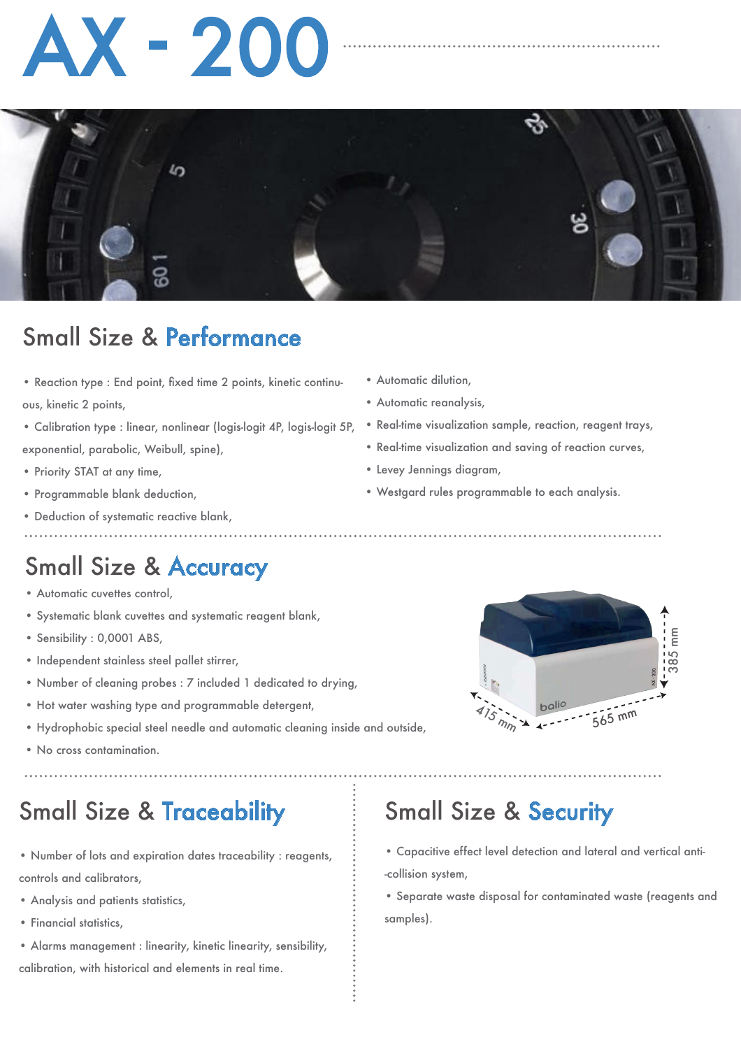# AX - 200

## Small Size & Performance

- Reaction type : End point, fixed time 2 points, kinetic continuous, kinetic 2 points,
- Calibration type : linear, nonlinear (logis-logit 4P, logis-logit 5P, exponential, parabolic, Weibull, spine),
- Priority STAT at any time,
- Programmable blank deduction,
- Deduction of systematic reactive blank,
- Automatic dilution,
- Automatic reanalysis,
- Real-time visualization sample, reaction, reagent trays,
- Real-time visualization and saving of reaction curves,
- Levey Jennings diagram,
- Westgard rules programmable to each analysis.

## Small Size & Accuracy

- Automatic cuvettes control,
- Systematic blank cuvettes and systematic reagent blank,
- Sensibility : 0,0001 ABS,
- Independent stainless steel pallet stirrer,
- Number of cleaning probes : 7 included 1 dedicated to drying,
- Hot water washing type and programmable detergent,
- Hydrophobic special steel needle and automatic cleaning inside and outside,
- No cross contamination.

385 mm
415 mm
565 mm

## Small Size & Traceability

- Number of lots and expiration dates traceability : reagents, controls and calibrators,
- Analysis and patients statistics,
- Financial statistics,
- Alarms management : linearity, kinetic linearity, sensibility, calibration, with historical and elements in real time.

## Small Size & Security

- Capacitive effect level detection and lateral and vertical anti--collision system,
- Separate waste disposal for contaminated waste (reagents and samples).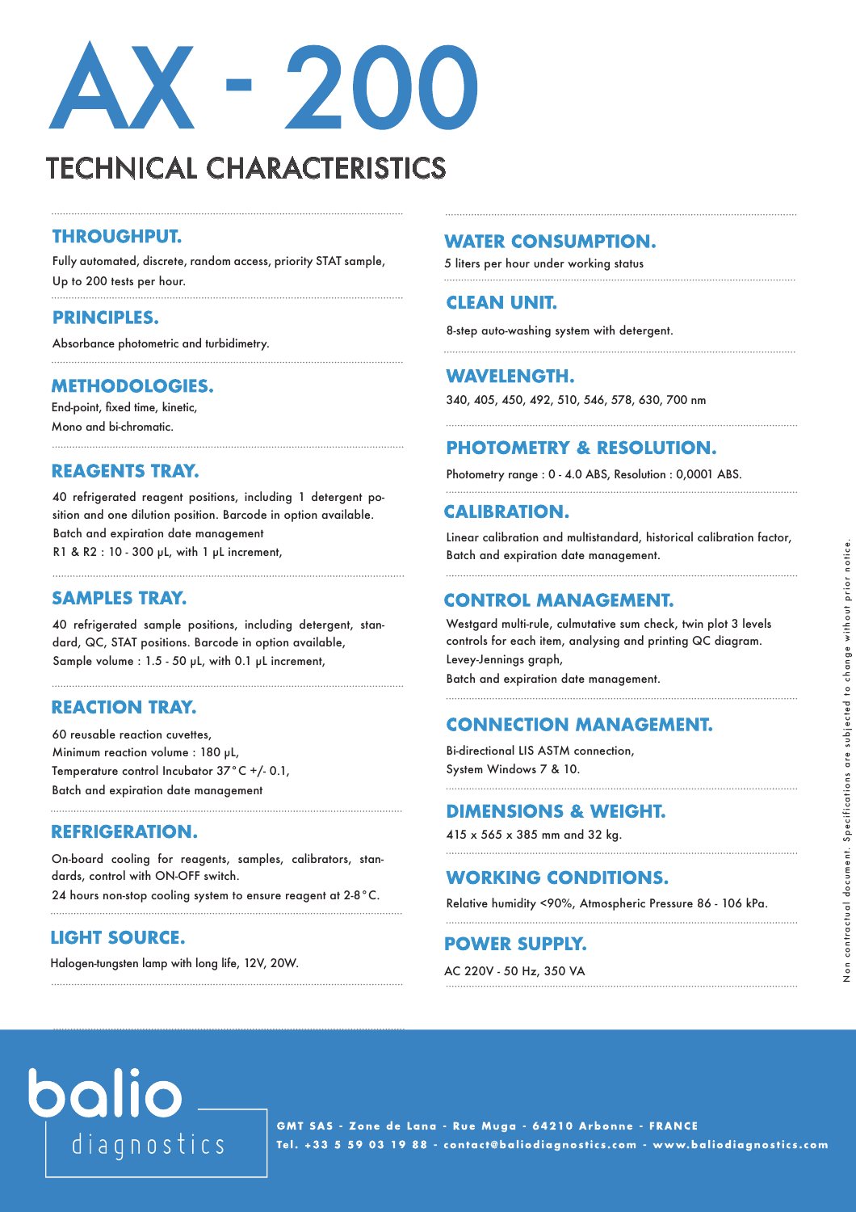# AX - 200

## TECHNICAL CHARACTERISTICS

### THROUGHPUT.

Fully automated, discrete, random access, priority STAT sample,
Up to 200 tests per hour.

### PRINCIPLES.

Absorbance photometric and turbidimetry.

### METHODOLOGIES.

End-point, fixed time, kinetic,
Mono and bi-chromatic.

### REAGENTS TRAY.

40 refrigerated reagent positions, including 1 detergent position and one dilution position. Barcode in option available.
Batch and expiration date management
R1 & R2 : 10 - 300 μL, with 1 μL increment,

### SAMPLES TRAY.

40 refrigerated sample positions, including detergent, standard, QC, STAT positions. Barcode in option available,
Sample volume : 1.5 - 50 μL, with 0.1 μL increment,

### REACTION TRAY.

60 reusable reaction cuvettes,
Minimum reaction volume : 180 μL,
Temperature control Incubator 37°C +/- 0.1,
Batch and expiration date management

### REFRIGERATION.

On-board cooling for reagents, samples, calibrators, standards, control with ON-OFF switch.
24 hours non-stop cooling system to ensure reagent at 2-8°C.

### LIGHT SOURCE.

Halogen-tungsten lamp with long life, 12V, 20W.

### WATER CONSUMPTION.

5 liters per hour under working status

### CLEAN UNIT.

8-step auto-washing system with detergent.

### WAVELENGTH.

340, 405, 450, 492, 510, 546, 578, 630, 700 nm

### PHOTOMETRY & RESOLUTION.

Photometry range : 0 - 4.0 ABS, Resolution : 0,0001 ABS.

### CALIBRATION.

Linear calibration and multistandard, historical calibration factor,
Batch and expiration date management.

### CONTROL MANAGEMENT.

Westgard multi-rule, culmutative sum check, twin plot 3 levels controls for each item, analysing and printing QC diagram.
Levey-Jennings graph,
Batch and expiration date management.

### CONNECTION MANAGEMENT.

Bi-directional LIS ASTM connection,
System Windows 7 & 10.

### DIMENSIONS & WEIGHT.

415 x 565 x 385 mm and 32 kg.

### WORKING CONDITIONS.

Relative humidity <90%, Atmospheric Pressure 86 - 106 kPa.

### POWER SUPPLY.

AC 220V - 50 Hz, 350 VA

Non contractual document. Specifications are subjected to change without prior notice.

balio diagnostics

**GMT SAS - Zone de Lana - Rue Muga - 64210 Arbonne - FRANCE**
**Tel. +33 5 59 03 19 88 - contact@baliodiagnostics.com - www.baliodiagnostics.com**